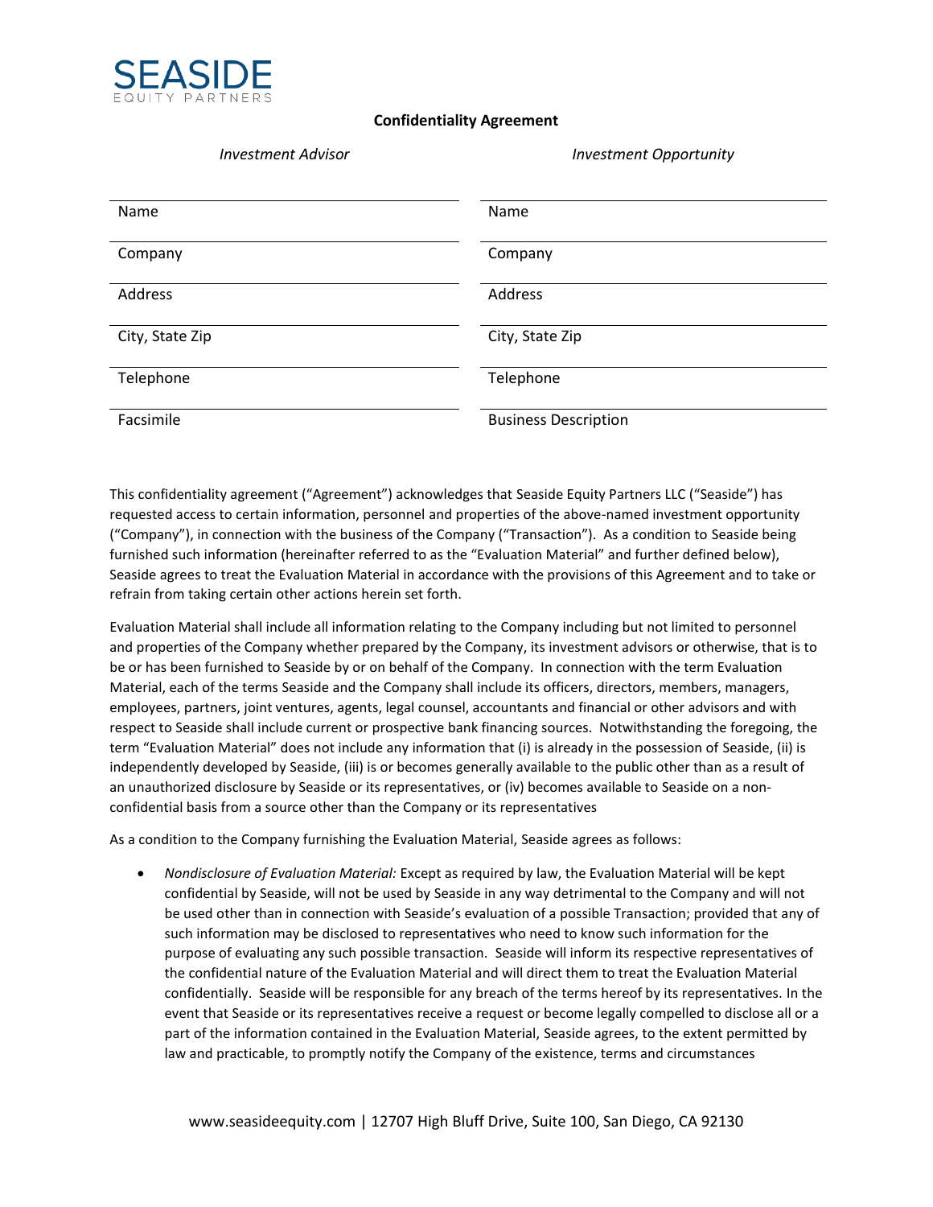# SEASIDE
EQUITY PARTNERS

## Confidentiality Agreement

| *Investment Advisor* | *Investment Opportunity* |
|---|---|
| Name | Name |
| Company | Company |
| Address | Address |
| City, State Zip | City, State Zip |
| Telephone | Telephone |
| Facsimile | Business Description |

This confidentiality agreement ("Agreement") acknowledges that Seaside Equity Partners LLC ("Seaside") has requested access to certain information, personnel and properties of the above-named investment opportunity ("Company"), in connection with the business of the Company ("Transaction"). As a condition to Seaside being furnished such information (hereinafter referred to as the "Evaluation Material" and further defined below), Seaside agrees to treat the Evaluation Material in accordance with the provisions of this Agreement and to take or refrain from taking certain other actions herein set forth.

Evaluation Material shall include all information relating to the Company including but not limited to personnel and properties of the Company whether prepared by the Company, its investment advisors or otherwise, that is to be or has been furnished to Seaside by or on behalf of the Company. In connection with the term Evaluation Material, each of the terms Seaside and the Company shall include its officers, directors, members, managers, employees, partners, joint ventures, agents, legal counsel, accountants and financial or other advisors and with respect to Seaside shall include current or prospective bank financing sources. Notwithstanding the foregoing, the term "Evaluation Material" does not include any information that (i) is already in the possession of Seaside, (ii) is independently developed by Seaside, (iii) is or becomes generally available to the public other than as a result of an unauthorized disclosure by Seaside or its representatives, or (iv) becomes available to Seaside on a non-confidential basis from a source other than the Company or its representatives

As a condition to the Company furnishing the Evaluation Material, Seaside agrees as follows:

- *Nondisclosure of Evaluation Material:* Except as required by law, the Evaluation Material will be kept confidential by Seaside, will not be used by Seaside in any way detrimental to the Company and will not be used other than in connection with Seaside's evaluation of a possible Transaction; provided that any of such information may be disclosed to representatives who need to know such information for the purpose of evaluating any such possible transaction. Seaside will inform its respective representatives of the confidential nature of the Evaluation Material and will direct them to treat the Evaluation Material confidentially. Seaside will be responsible for any breach of the terms hereof by its representatives. In the event that Seaside or its representatives receive a request or become legally compelled to disclose all or a part of the information contained in the Evaluation Material, Seaside agrees, to the extent permitted by law and practicable, to promptly notify the Company of the existence, terms and circumstances

www.seasideequity.com | 12707 High Bluff Drive, Suite 100, San Diego, CA 92130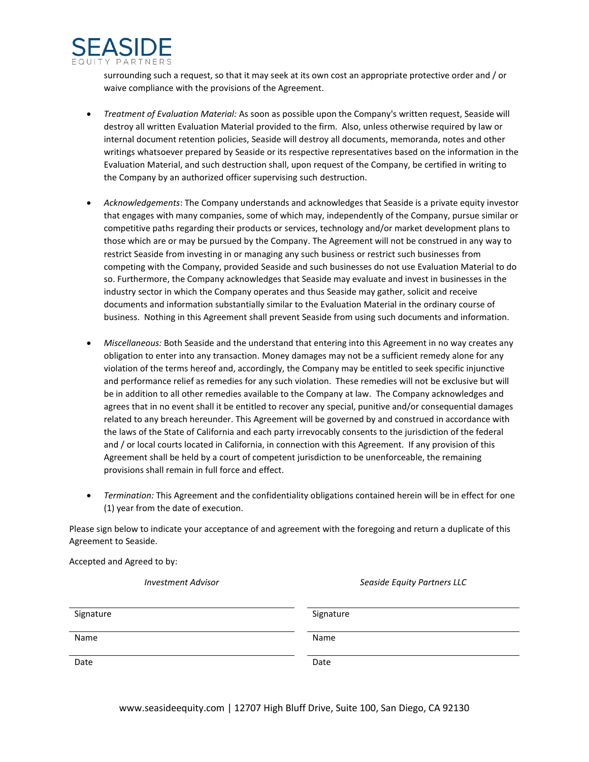surrounding such a request, so that it may seek at its own cost an appropriate protective order and / or waive compliance with the provisions of the Agreement.

- *Treatment of Evaluation Material:* As soon as possible upon the Company's written request, Seaside will destroy all written Evaluation Material provided to the firm. Also, unless otherwise required by law or internal document retention policies, Seaside will destroy all documents, memoranda, notes and other writings whatsoever prepared by Seaside or its respective representatives based on the information in the Evaluation Material, and such destruction shall, upon request of the Company, be certified in writing to the Company by an authorized officer supervising such destruction.

- *Acknowledgements*: The Company understands and acknowledges that Seaside is a private equity investor that engages with many companies, some of which may, independently of the Company, pursue similar or competitive paths regarding their products or services, technology and/or market development plans to those which are or may be pursued by the Company. The Agreement will not be construed in any way to restrict Seaside from investing in or managing any such business or restrict such businesses from competing with the Company, provided Seaside and such businesses do not use Evaluation Material to do so. Furthermore, the Company acknowledges that Seaside may evaluate and invest in businesses in the industry sector in which the Company operates and thus Seaside may gather, solicit and receive documents and information substantially similar to the Evaluation Material in the ordinary course of business. Nothing in this Agreement shall prevent Seaside from using such documents and information.

- *Miscellaneous:* Both Seaside and the understand that entering into this Agreement in no way creates any obligation to enter into any transaction. Money damages may not be a sufficient remedy alone for any violation of the terms hereof and, accordingly, the Company may be entitled to seek specific injunctive and performance relief as remedies for any such violation. These remedies will not be exclusive but will be in addition to all other remedies available to the Company at law. The Company acknowledges and agrees that in no event shall it be entitled to recover any special, punitive and/or consequential damages related to any breach hereunder. This Agreement will be governed by and construed in accordance with the laws of the State of California and each party irrevocably consents to the jurisdiction of the federal and / or local courts located in California, in connection with this Agreement. If any provision of this Agreement shall be held by a court of competent jurisdiction to be unenforceable, the remaining provisions shall remain in full force and effect.

- *Termination:* This Agreement and the confidentiality obligations contained herein will be in effect for one (1) year from the date of execution.

Please sign below to indicate your acceptance of and agreement with the foregoing and return a duplicate of this Agreement to Seaside.

Accepted and Agreed to by:

| *Investment Advisor* | *Seaside Equity Partners LLC* |
|---|---|
| Signature | Signature |
| Name | Name |
| Date | Date |

www.seasideequity.com | 12707 High Bluff Drive, Suite 100, San Diego, CA 92130